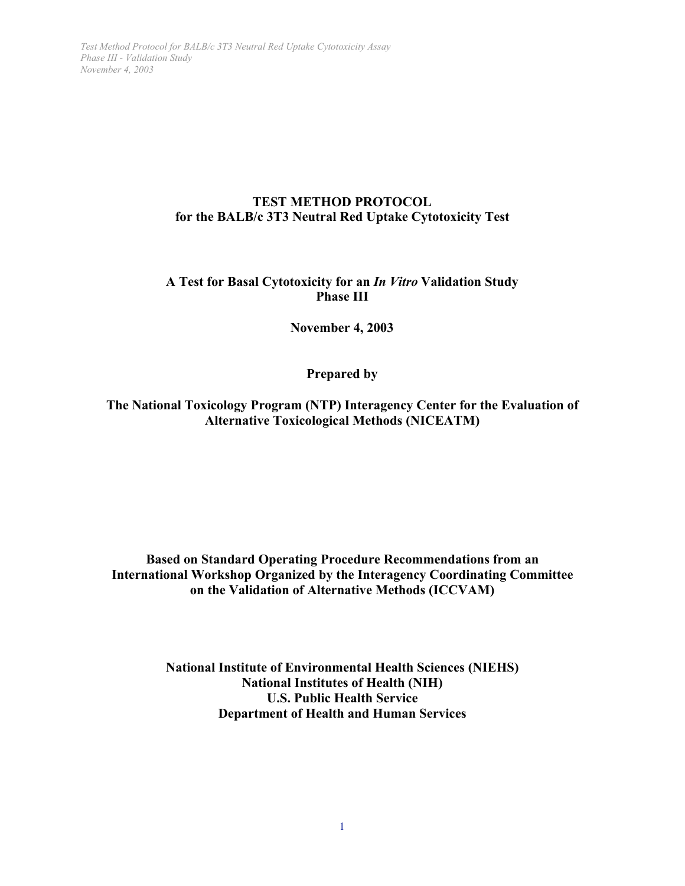# TEST METHOD PROTOCOL
## for the BALB/c 3T3 Neutral Red Uptake Cytotoxicity Test

**A Test for Basal Cytotoxicity for an *In Vitro* Validation Study**
**Phase III**

**November 4, 2003**

**Prepared by**

**The National Toxicology Program (NTP) Interagency Center for the Evaluation of Alternative Toxicological Methods (NICEATM)**

**Based on Standard Operating Procedure Recommendations from an International Workshop Organized by the Interagency Coordinating Committee on the Validation of Alternative Methods (ICCVAM)**

**National Institute of Environmental Health Sciences (NIEHS)**
**National Institutes of Health (NIH)**
**U.S. Public Health Service**
**Department of Health and Human Services**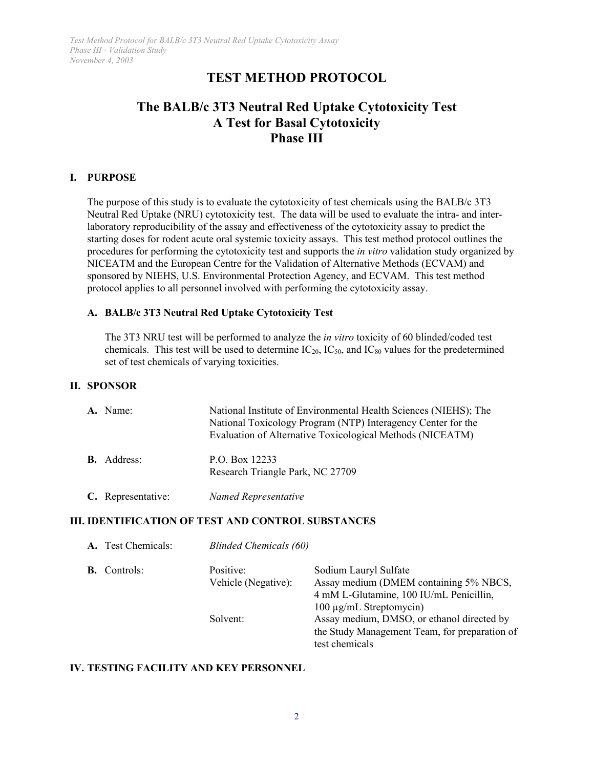# TEST METHOD PROTOCOL

## The BALB/c 3T3 Neutral Red Uptake Cytotoxicity Test
## A Test for Basal Cytotoxicity
## Phase III

### I. PURPOSE

The purpose of this study is to evaluate the cytotoxicity of test chemicals using the BALB/c 3T3 Neutral Red Uptake (NRU) cytotoxicity test. The data will be used to evaluate the intra- and inter-laboratory reproducibility of the assay and effectiveness of the cytotoxicity assay to predict the starting doses for rodent acute oral systemic toxicity assays. This test method protocol outlines the procedures for performing the cytotoxicity test and supports the *in vitro* validation study organized by NICEATM and the European Centre for the Validation of Alternative Methods (ECVAM) and sponsored by NIEHS, U.S. Environmental Protection Agency, and ECVAM. This test method protocol applies to all personnel involved with performing the cytotoxicity assay.

#### A. BALB/c 3T3 Neutral Red Uptake Cytotoxicity Test

The 3T3 NRU test will be performed to analyze the *in vitro* toxicity of 60 blinded/coded test chemicals. This test will be used to determine $IC_{20}$, $IC_{50}$, and $IC_{80}$ values for the predetermined set of test chemicals of varying toxicities.

### II. SPONSOR

**A.** Name: National Institute of Environmental Health Sciences (NIEHS); The National Toxicology Program (NTP) Interagency Center for the Evaluation of Alternative Toxicological Methods (NICEATM)

**B.** Address: P.O. Box 12233
Research Triangle Park, NC 27709

**C.** Representative: *Named Representative*

### III. IDENTIFICATION OF TEST AND CONTROL SUBSTANCES

**A.** Test Chemicals: *Blinded Chemicals (60)*

**B.** Controls:

- Positive: Sodium Lauryl Sulfate
- Vehicle (Negative): Assay medium (DMEM containing 5% NBCS, 4 mM L-Glutamine, 100 IU/mL Penicillin, 100 µg/mL Streptomycin)
- Solvent: Assay medium, DMSO, or ethanol directed by the Study Management Team, for preparation of test chemicals

### IV. TESTING FACILITY AND KEY PERSONNEL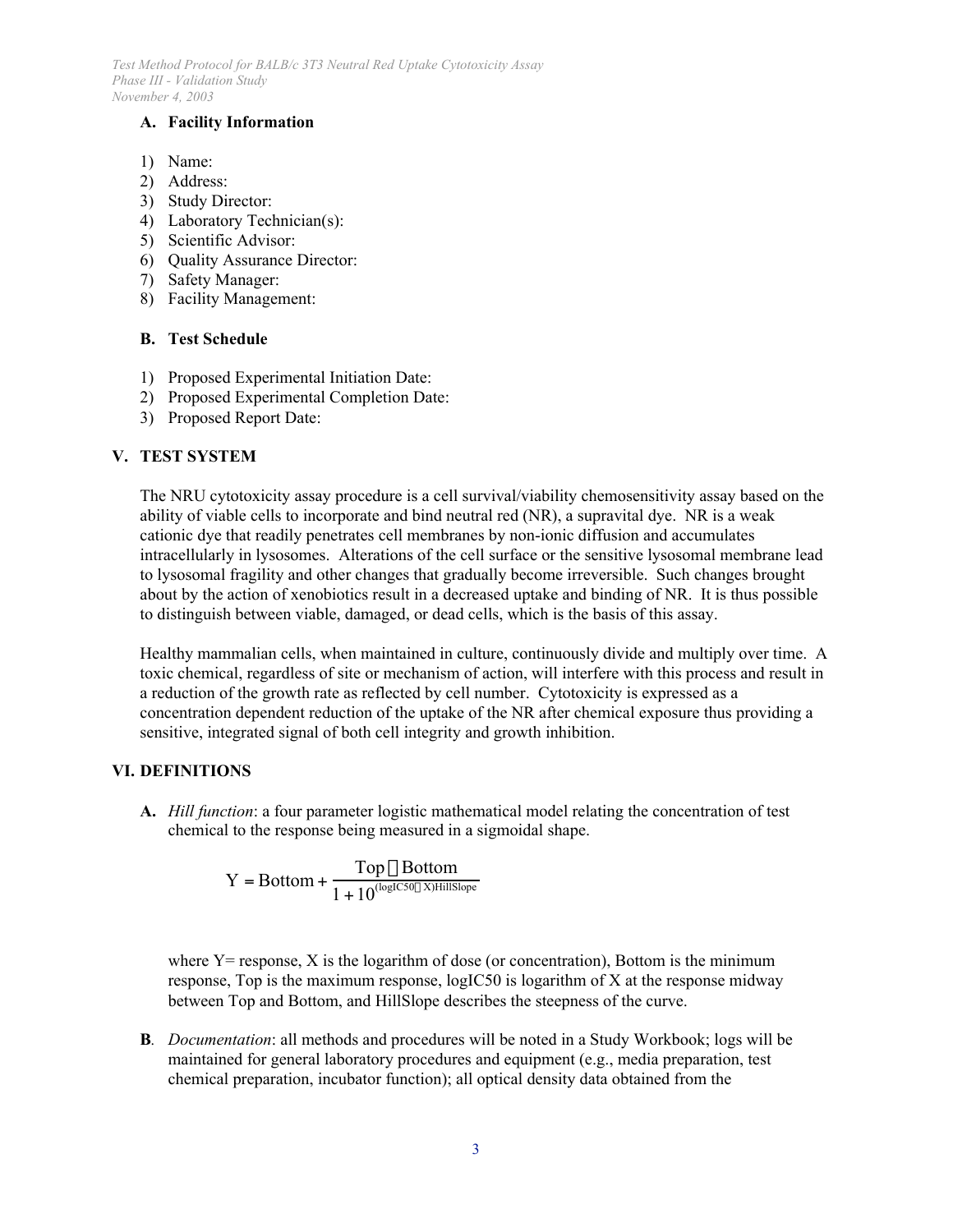### A. Facility Information

1) Name:
2) Address:
3) Study Director:
4) Laboratory Technician(s):
5) Scientific Advisor:
6) Quality Assurance Director:
7) Safety Manager:
8) Facility Management:

### B. Test Schedule

1) Proposed Experimental Initiation Date:
2) Proposed Experimental Completion Date:
3) Proposed Report Date:

## V. TEST SYSTEM

The NRU cytotoxicity assay procedure is a cell survival/viability chemosensitivity assay based on the ability of viable cells to incorporate and bind neutral red (NR), a supravital dye. NR is a weak cationic dye that readily penetrates cell membranes by non-ionic diffusion and accumulates intracellularly in lysosomes. Alterations of the cell surface or the sensitive lysosomal membrane lead to lysosomal fragility and other changes that gradually become irreversible. Such changes brought about by the action of xenobiotics result in a decreased uptake and binding of NR. It is thus possible to distinguish between viable, damaged, or dead cells, which is the basis of this assay.

Healthy mammalian cells, when maintained in culture, continuously divide and multiply over time. A toxic chemical, regardless of site or mechanism of action, will interfere with this process and result in a reduction of the growth rate as reflected by cell number. Cytotoxicity is expressed as a concentration dependent reduction of the uptake of the NR after chemical exposure thus providing a sensitive, integrated signal of both cell integrity and growth inhibition.

## VI. DEFINITIONS

**A.** *Hill function*: a four parameter logistic mathematical model relating the concentration of test chemical to the response being measured in a sigmoidal shape.

$$Y = \text{Bottom} + \frac{\text{Top} - \text{Bottom}}{1 + 10^{(\text{logIC50} - X)\text{HillSlope}}}$$

where Y= response, X is the logarithm of dose (or concentration), Bottom is the minimum response, Top is the maximum response, logIC50 is logarithm of X at the response midway between Top and Bottom, and HillSlope describes the steepness of the curve.

**B**. *Documentation*: all methods and procedures will be noted in a Study Workbook; logs will be maintained for general laboratory procedures and equipment (e.g., media preparation, test chemical preparation, incubator function); all optical density data obtained from the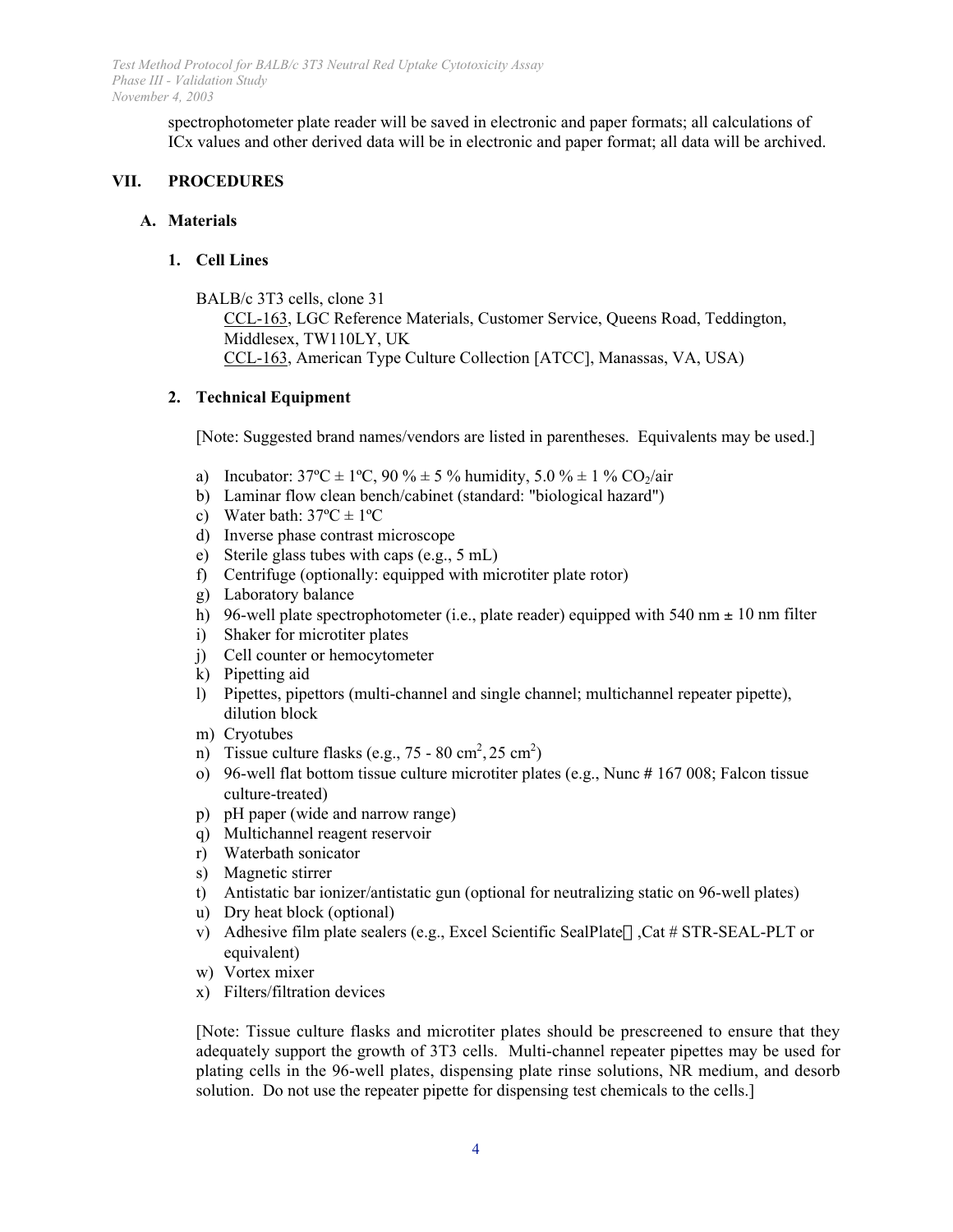spectrophotometer plate reader will be saved in electronic and paper formats; all calculations of ICx values and other derived data will be in electronic and paper format; all data will be archived.

## VII. PROCEDURES

### A. Materials

#### 1. Cell Lines

BALB/c 3T3 cells, clone 31

CCL-163, LGC Reference Materials, Customer Service, Queens Road, Teddington, Middlesex, TW110LY, UK

CCL-163, American Type Culture Collection [ATCC], Manassas, VA, USA)

#### 2. Technical Equipment

[Note: Suggested brand names/vendors are listed in parentheses. Equivalents may be used.]

a) Incubator: 37ºC ± 1ºC, 90 % ± 5 % humidity, 5.0 % ± 1 % $CO_2$/air
b) Laminar flow clean bench/cabinet (standard: "biological hazard")
c) Water bath: 37ºC ± 1ºC
d) Inverse phase contrast microscope
e) Sterile glass tubes with caps (e.g., 5 mL)
f) Centrifuge (optionally: equipped with microtiter plate rotor)
g) Laboratory balance
h) 96-well plate spectrophotometer (i.e., plate reader) equipped with 540 nm ± 10 nm filter
i) Shaker for microtiter plates
j) Cell counter or hemocytometer
k) Pipetting aid
l) Pipettes, pipettors (multi-channel and single channel; multichannel repeater pipette), dilution block
m) Cryotubes
n) Tissue culture flasks (e.g., 75 - 80 $cm^2$, 25 $cm^2$)
o) 96-well flat bottom tissue culture microtiter plates (e.g., Nunc # 167 008; Falcon tissue culture-treated)
p) pH paper (wide and narrow range)
q) Multichannel reagent reservoir
r) Waterbath sonicator
s) Magnetic stirrer
t) Antistatic bar ionizer/antistatic gun (optional for neutralizing static on 96-well plates)
u) Dry heat block (optional)
v) Adhesive film plate sealers (e.g., Excel Scientific SealPlate™, Cat # STR-SEAL-PLT or equivalent)
w) Vortex mixer
x) Filters/filtration devices

[Note: Tissue culture flasks and microtiter plates should be prescreened to ensure that they adequately support the growth of 3T3 cells. Multi-channel repeater pipettes may be used for plating cells in the 96-well plates, dispensing plate rinse solutions, NR medium, and desorb solution. Do not use the repeater pipette for dispensing test chemicals to the cells.]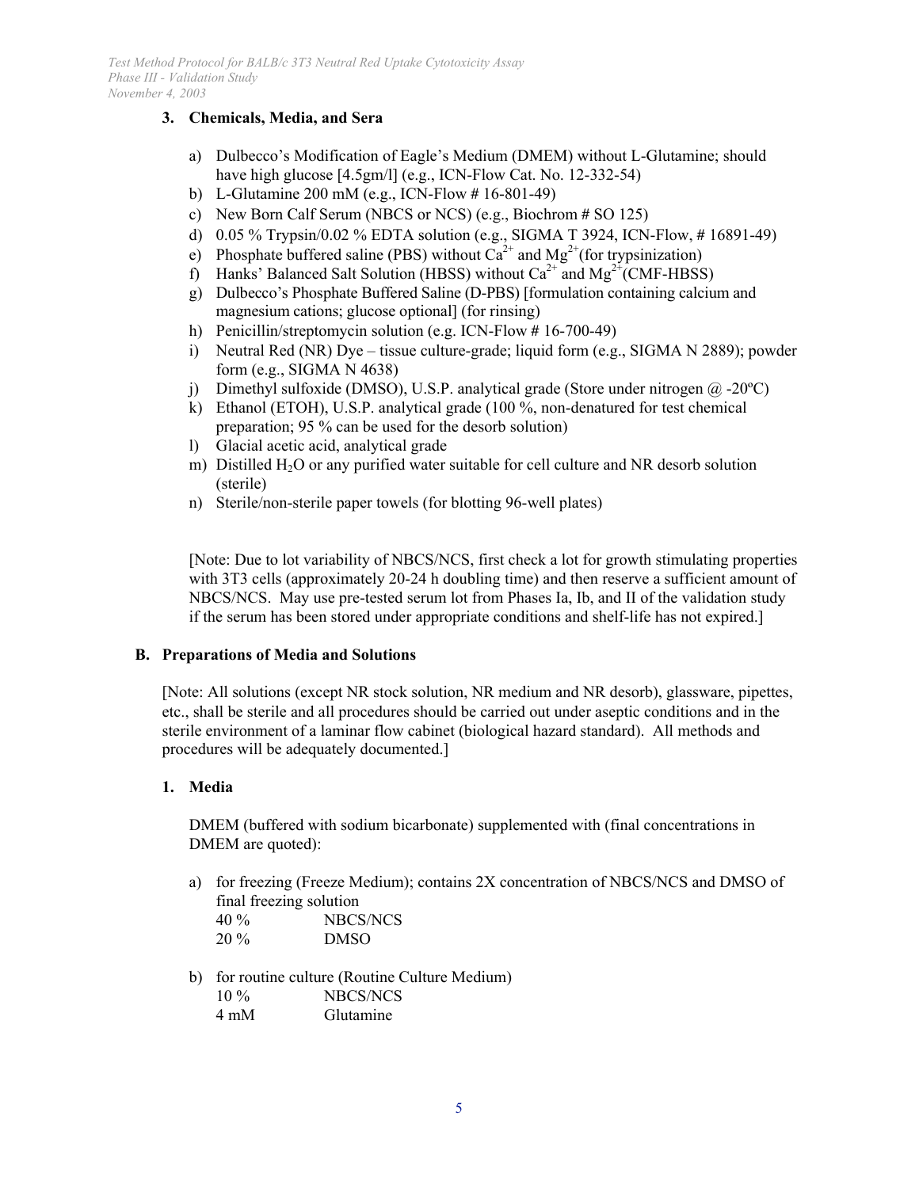### 3. Chemicals, Media, and Sera

a) Dulbecco's Modification of Eagle's Medium (DMEM) without L-Glutamine; should have high glucose [4.5gm/l] (e.g., ICN-Flow Cat. No. 12-332-54)
b) L-Glutamine 200 mM (e.g., ICN-Flow # 16-801-49)
c) New Born Calf Serum (NBCS or NCS) (e.g., Biochrom # SO 125)
d) 0.05 % Trypsin/0.02 % EDTA solution (e.g., SIGMA T 3924, ICN-Flow, # 16891-49)
e) Phosphate buffered saline (PBS) without $Ca^{2+}$ and $Mg^{2+}$ (for trypsinization)
f) Hanks' Balanced Salt Solution (HBSS) without $Ca^{2+}$ and $Mg^{2+}$ (CMF-HBSS)
g) Dulbecco's Phosphate Buffered Saline (D-PBS) [formulation containing calcium and magnesium cations; glucose optional] (for rinsing)
h) Penicillin/streptomycin solution (e.g. ICN-Flow # 16-700-49)
i) Neutral Red (NR) Dye – tissue culture-grade; liquid form (e.g., SIGMA N 2889); powder form (e.g., SIGMA N 4638)
j) Dimethyl sulfoxide (DMSO), U.S.P. analytical grade (Store under nitrogen @ -20ºC)
k) Ethanol (ETOH), U.S.P. analytical grade (100 %, non-denatured for test chemical preparation; 95 % can be used for the desorb solution)
l) Glacial acetic acid, analytical grade
m) Distilled $H_2O$ or any purified water suitable for cell culture and NR desorb solution (sterile)
n) Sterile/non-sterile paper towels (for blotting 96-well plates)

[Note: Due to lot variability of NBCS/NCS, first check a lot for growth stimulating properties with 3T3 cells (approximately 20-24 h doubling time) and then reserve a sufficient amount of NBCS/NCS. May use pre-tested serum lot from Phases Ia, Ib, and II of the validation study if the serum has been stored under appropriate conditions and shelf-life has not expired.]

## B. Preparations of Media and Solutions

[Note: All solutions (except NR stock solution, NR medium and NR desorb), glassware, pipettes, etc., shall be sterile and all procedures should be carried out under aseptic conditions and in the sterile environment of a laminar flow cabinet (biological hazard standard). All methods and procedures will be adequately documented.]

### 1. Media

DMEM (buffered with sodium bicarbonate) supplemented with (final concentrations in DMEM are quoted):

a) for freezing (Freeze Medium); contains 2X concentration of NBCS/NCS and DMSO of final freezing solution

| | |
|---|---|
| 40 % | NBCS/NCS |
| 20 % | DMSO |

b) for routine culture (Routine Culture Medium)

| | |
|---|---|
| 10 % | NBCS/NCS |
| 4 mM | Glutamine |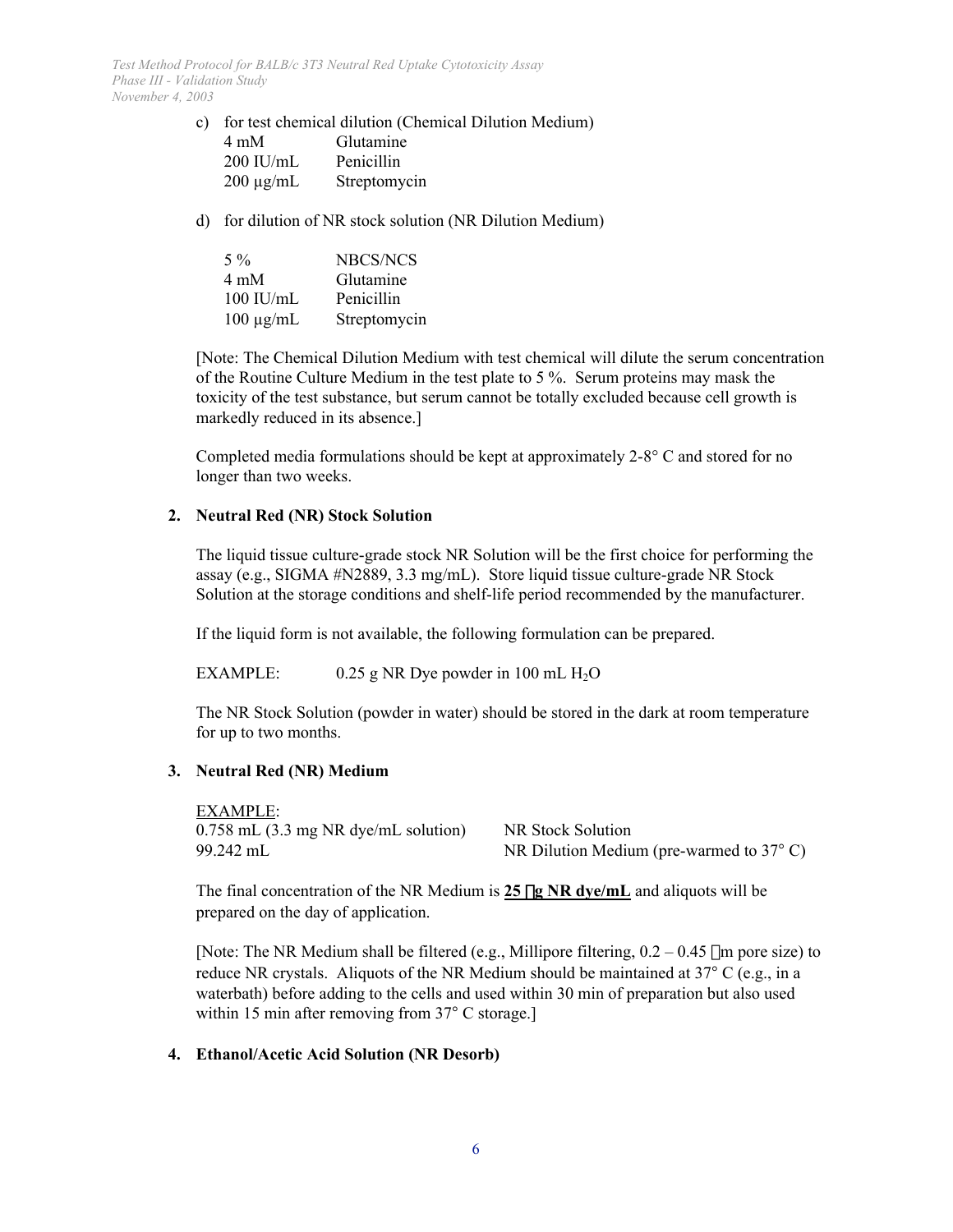c) for test chemical dilution (Chemical Dilution Medium)

| | |
|---|---|
| 4 mM | Glutamine |
| 200 IU/mL | Penicillin |
| 200 µg/mL | Streptomycin |

d) for dilution of NR stock solution (NR Dilution Medium)

| | |
|---|---|
| 5 % | NBCS/NCS |
| 4 mM | Glutamine |
| 100 IU/mL | Penicillin |
| 100 µg/mL | Streptomycin |

[Note: The Chemical Dilution Medium with test chemical will dilute the serum concentration of the Routine Culture Medium in the test plate to 5 %. Serum proteins may mask the toxicity of the test substance, but serum cannot be totally excluded because cell growth is markedly reduced in its absence.]

Completed media formulations should be kept at approximately 2-8° C and stored for no longer than two weeks.

**2. Neutral Red (NR) Stock Solution**

The liquid tissue culture-grade stock NR Solution will be the first choice for performing the assay (e.g., SIGMA #N2889, 3.3 mg/mL). Store liquid tissue culture-grade NR Stock Solution at the storage conditions and shelf-life period recommended by the manufacturer.

If the liquid form is not available, the following formulation can be prepared.

EXAMPLE: 0.25 g NR Dye powder in 100 mL $H_2O$

The NR Stock Solution (powder in water) should be stored in the dark at room temperature for up to two months.

**3. Neutral Red (NR) Medium**

EXAMPLE:

| | |
|---|---|
| 0.758 mL (3.3 mg NR dye/mL solution) | NR Stock Solution |
| 99.242 mL | NR Dilution Medium (pre-warmed to 37° C) |

The final concentration of the NR Medium is **25 µg NR dye/mL** and aliquots will be prepared on the day of application.

[Note: The NR Medium shall be filtered (e.g., Millipore filtering, 0.2 – 0.45 µm pore size) to reduce NR crystals. Aliquots of the NR Medium should be maintained at 37° C (e.g., in a waterbath) before adding to the cells and used within 30 min of preparation but also used within 15 min after removing from 37° C storage.]

**4. Ethanol/Acetic Acid Solution (NR Desorb)**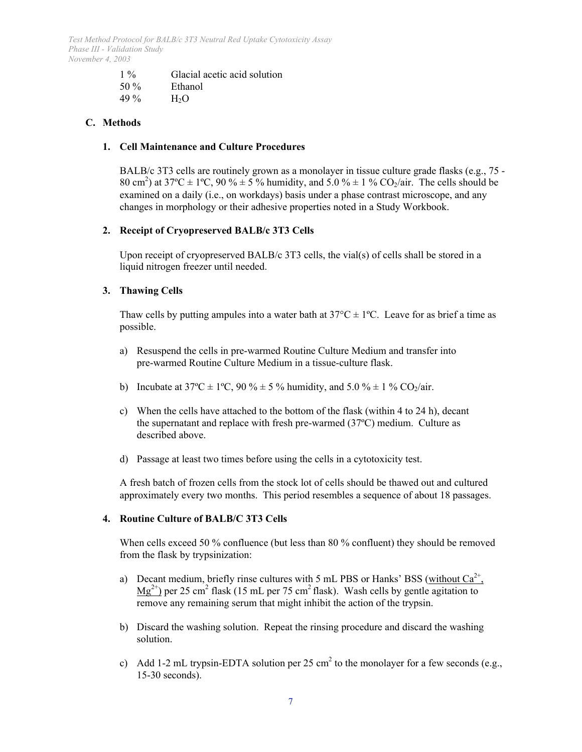| | |
|---|---|
| 1 % | Glacial acetic acid solution |
| 50 % | Ethanol |
| 49 % | $H_2O$ |

## C. Methods

### 1. Cell Maintenance and Culture Procedures

BALB/c 3T3 cells are routinely grown as a monolayer in tissue culture grade flasks (e.g., 75 - 80 $cm^2$) at 37ºC ± 1ºC, 90 % ± 5 % humidity, and 5.0 % ± 1 % $CO_2$/air. The cells should be examined on a daily (i.e., on workdays) basis under a phase contrast microscope, and any changes in morphology or their adhesive properties noted in a Study Workbook.

### 2. Receipt of Cryopreserved BALB/c 3T3 Cells

Upon receipt of cryopreserved BALB/c 3T3 cells, the vial(s) of cells shall be stored in a liquid nitrogen freezer until needed.

### 3. Thawing Cells

Thaw cells by putting ampules into a water bath at 37°C ± 1ºC. Leave for as brief a time as possible.

a) Resuspend the cells in pre-warmed Routine Culture Medium and transfer into pre-warmed Routine Culture Medium in a tissue-culture flask.

b) Incubate at 37ºC ± 1ºC, 90 % ± 5 % humidity, and 5.0 % ± 1 % $CO_2$/air.

c) When the cells have attached to the bottom of the flask (within 4 to 24 h), decant the supernatant and replace with fresh pre-warmed (37ºC) medium. Culture as described above.

d) Passage at least two times before using the cells in a cytotoxicity test.

A fresh batch of frozen cells from the stock lot of cells should be thawed out and cultured approximately every two months. This period resembles a sequence of about 18 passages.

### 4. Routine Culture of BALB/C 3T3 Cells

When cells exceed 50 % confluence (but less than 80 % confluent) they should be removed from the flask by trypsinization:

a) Decant medium, briefly rinse cultures with 5 mL PBS or Hanks' BSS (<u>without $Ca^{2+}$, $Mg^{2+}$</u>) per 25 $cm^2$ flask (15 mL per 75 $cm^2$ flask). Wash cells by gentle agitation to remove any remaining serum that might inhibit the action of the trypsin.

b) Discard the washing solution. Repeat the rinsing procedure and discard the washing solution.

c) Add 1-2 mL trypsin-EDTA solution per 25 $cm^2$ to the monolayer for a few seconds (e.g., 15-30 seconds).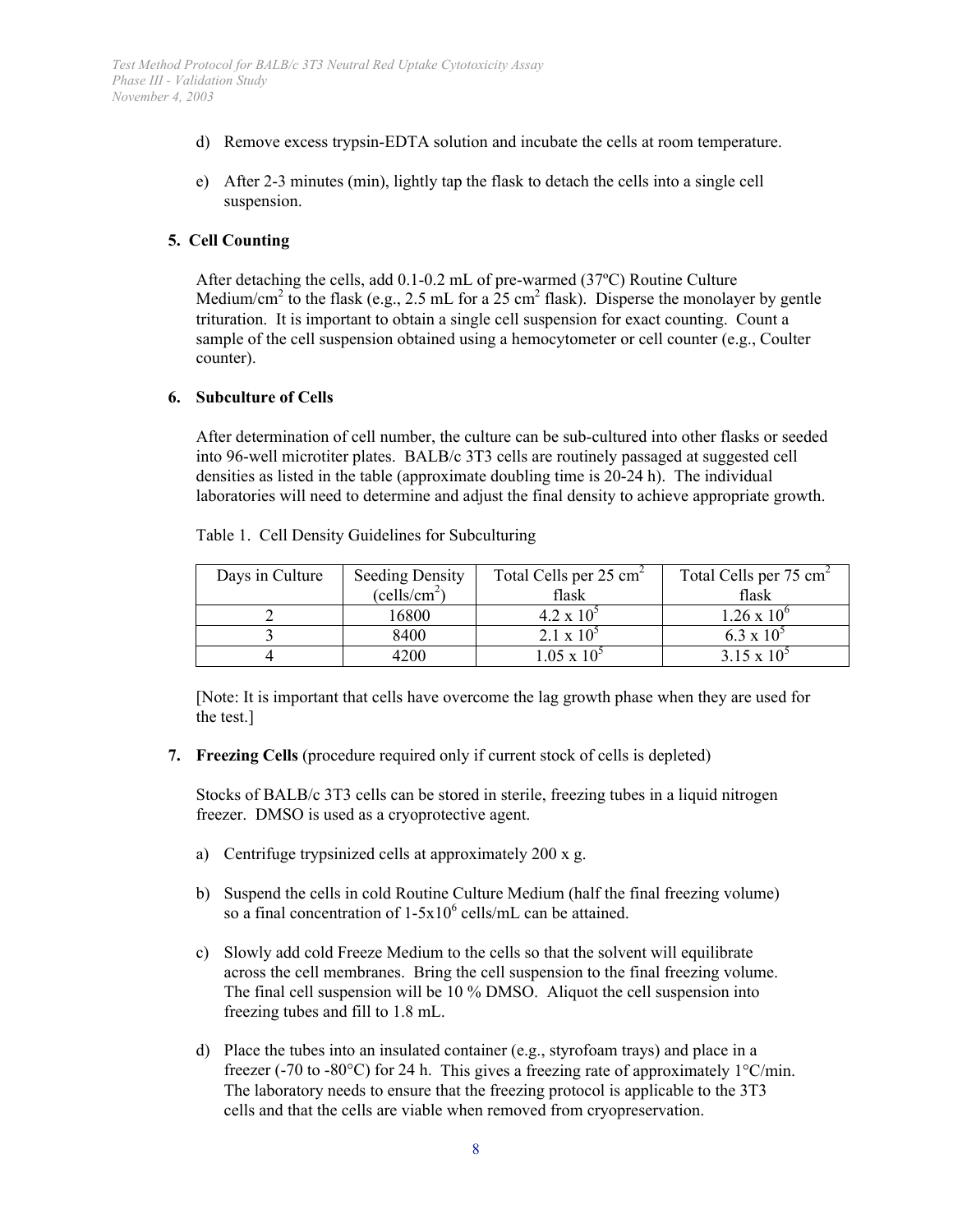d) Remove excess trypsin-EDTA solution and incubate the cells at room temperature.

e) After 2-3 minutes (min), lightly tap the flask to detach the cells into a single cell suspension.

### 5. Cell Counting

After detaching the cells, add 0.1-0.2 mL of pre-warmed (37ºC) Routine Culture Medium/cm$^2$ to the flask (e.g., 2.5 mL for a 25 cm$^2$ flask). Disperse the monolayer by gentle trituration. It is important to obtain a single cell suspension for exact counting. Count a sample of the cell suspension obtained using a hemocytometer or cell counter (e.g., Coulter counter).

### 6. Subculture of Cells

After determination of cell number, the culture can be sub-cultured into other flasks or seeded into 96-well microtiter plates. BALB/c 3T3 cells are routinely passaged at suggested cell densities as listed in the table (approximate doubling time is 20-24 h). The individual laboratories will need to determine and adjust the final density to achieve appropriate growth.

Table 1. Cell Density Guidelines for Subculturing

| Days in Culture | Seeding Density (cells/cm$^2$) | Total Cells per 25 cm$^2$ flask | Total Cells per 75 cm$^2$ flask |
|---|---|---|---|
| 2 | 16800 | $4.2 \times 10^5$ | $1.26 \times 10^6$ |
| 3 | 8400 | $2.1 \times 10^5$ | $6.3 \times 10^5$ |
| 4 | 4200 | $1.05 \times 10^5$ | $3.15 \times 10^5$ |

[Note: It is important that cells have overcome the lag growth phase when they are used for the test.]

### 7. Freezing Cells (procedure required only if current stock of cells is depleted)

Stocks of BALB/c 3T3 cells can be stored in sterile, freezing tubes in a liquid nitrogen freezer. DMSO is used as a cryoprotective agent.

a) Centrifuge trypsinized cells at approximately 200 x g.

b) Suspend the cells in cold Routine Culture Medium (half the final freezing volume) so a final concentration of 1-5x10$^6$ cells/mL can be attained.

c) Slowly add cold Freeze Medium to the cells so that the solvent will equilibrate across the cell membranes. Bring the cell suspension to the final freezing volume. The final cell suspension will be 10 % DMSO. Aliquot the cell suspension into freezing tubes and fill to 1.8 mL.

d) Place the tubes into an insulated container (e.g., styrofoam trays) and place in a freezer (-70 to -80°C) for 24 h. This gives a freezing rate of approximately 1°C/min. The laboratory needs to ensure that the freezing protocol is applicable to the 3T3 cells and that the cells are viable when removed from cryopreservation.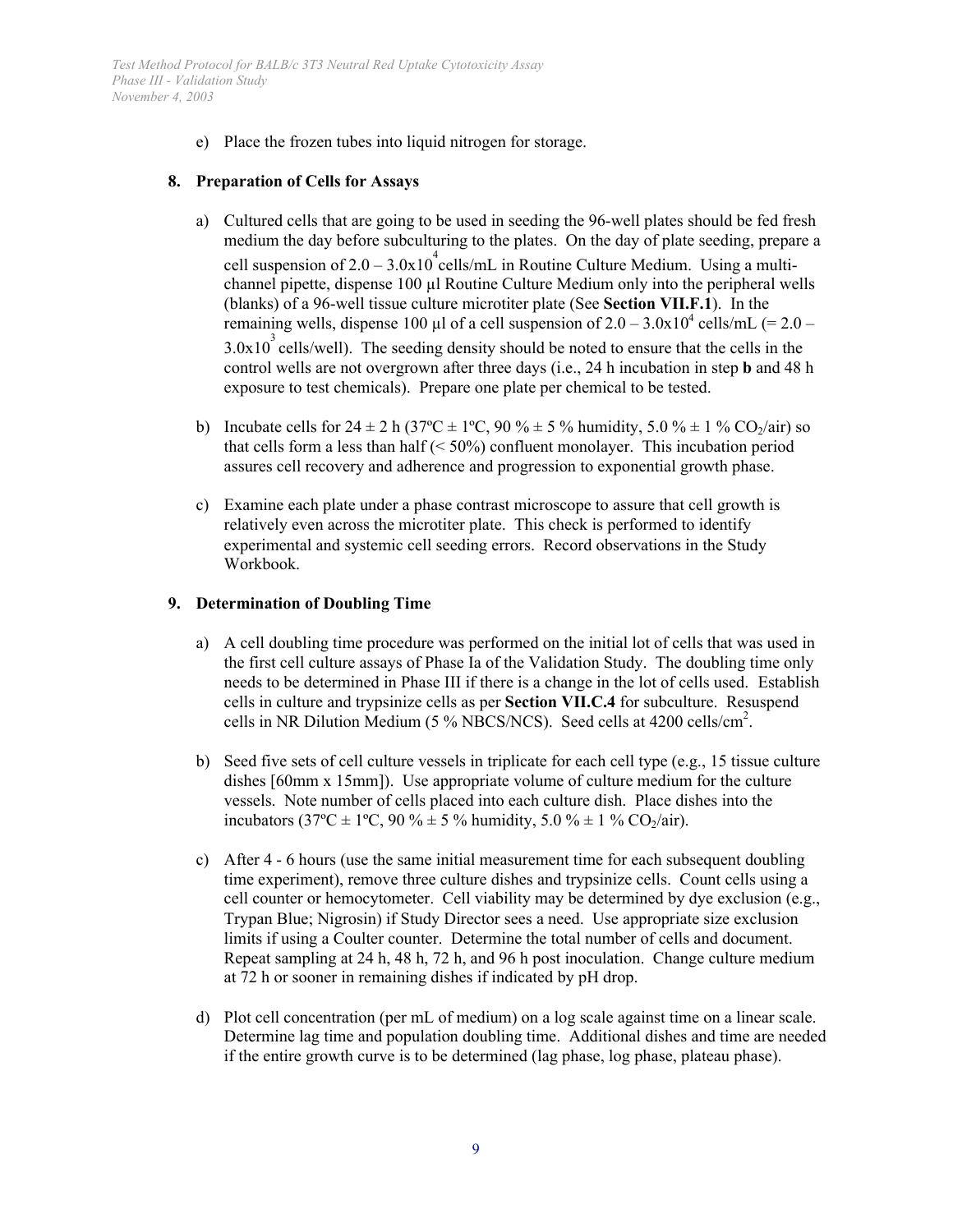e) Place the frozen tubes into liquid nitrogen for storage.

## 8. Preparation of Cells for Assays

a) Cultured cells that are going to be used in seeding the 96-well plates should be fed fresh medium the day before subculturing to the plates. On the day of plate seeding, prepare a cell suspension of $2.0 – 3.0x10^4$ cells/mL in Routine Culture Medium. Using a multi-channel pipette, dispense 100 µl Routine Culture Medium only into the peripheral wells (blanks) of a 96-well tissue culture microtiter plate (See **Section VII.F.1**). In the remaining wells, dispense 100 µl of a cell suspension of $2.0 – 3.0x10^4$ cells/mL (= $2.0 – 3.0x10^3$ cells/well). The seeding density should be noted to ensure that the cells in the control wells are not overgrown after three days (i.e., 24 h incubation in step **b** and 48 h exposure to test chemicals). Prepare one plate per chemical to be tested.

b) Incubate cells for 24 ± 2 h (37ºC ± 1ºC, 90 % ± 5 % humidity, 5.0 % ± 1 % $CO_2$/air) so that cells form a less than half (< 50%) confluent monolayer. This incubation period assures cell recovery and adherence and progression to exponential growth phase.

c) Examine each plate under a phase contrast microscope to assure that cell growth is relatively even across the microtiter plate. This check is performed to identify experimental and systemic cell seeding errors. Record observations in the Study Workbook.

## 9. Determination of Doubling Time

a) A cell doubling time procedure was performed on the initial lot of cells that was used in the first cell culture assays of Phase Ia of the Validation Study. The doubling time only needs to be determined in Phase III if there is a change in the lot of cells used. Establish cells in culture and trypsinize cells as per **Section VII.C.4** for subculture. Resuspend cells in NR Dilution Medium (5 % NBCS/NCS). Seed cells at 4200 cells/cm$^2$.

b) Seed five sets of cell culture vessels in triplicate for each cell type (e.g., 15 tissue culture dishes [60mm x 15mm]). Use appropriate volume of culture medium for the culture vessels. Note number of cells placed into each culture dish. Place dishes into the incubators (37ºC ± 1ºC, 90 % ± 5 % humidity, 5.0 % ± 1 % $CO_2$/air).

c) After 4 - 6 hours (use the same initial measurement time for each subsequent doubling time experiment), remove three culture dishes and trypsinize cells. Count cells using a cell counter or hemocytometer. Cell viability may be determined by dye exclusion (e.g., Trypan Blue; Nigrosin) if Study Director sees a need. Use appropriate size exclusion limits if using a Coulter counter. Determine the total number of cells and document. Repeat sampling at 24 h, 48 h, 72 h, and 96 h post inoculation. Change culture medium at 72 h or sooner in remaining dishes if indicated by pH drop.

d) Plot cell concentration (per mL of medium) on a log scale against time on a linear scale. Determine lag time and population doubling time. Additional dishes and time are needed if the entire growth curve is to be determined (lag phase, log phase, plateau phase).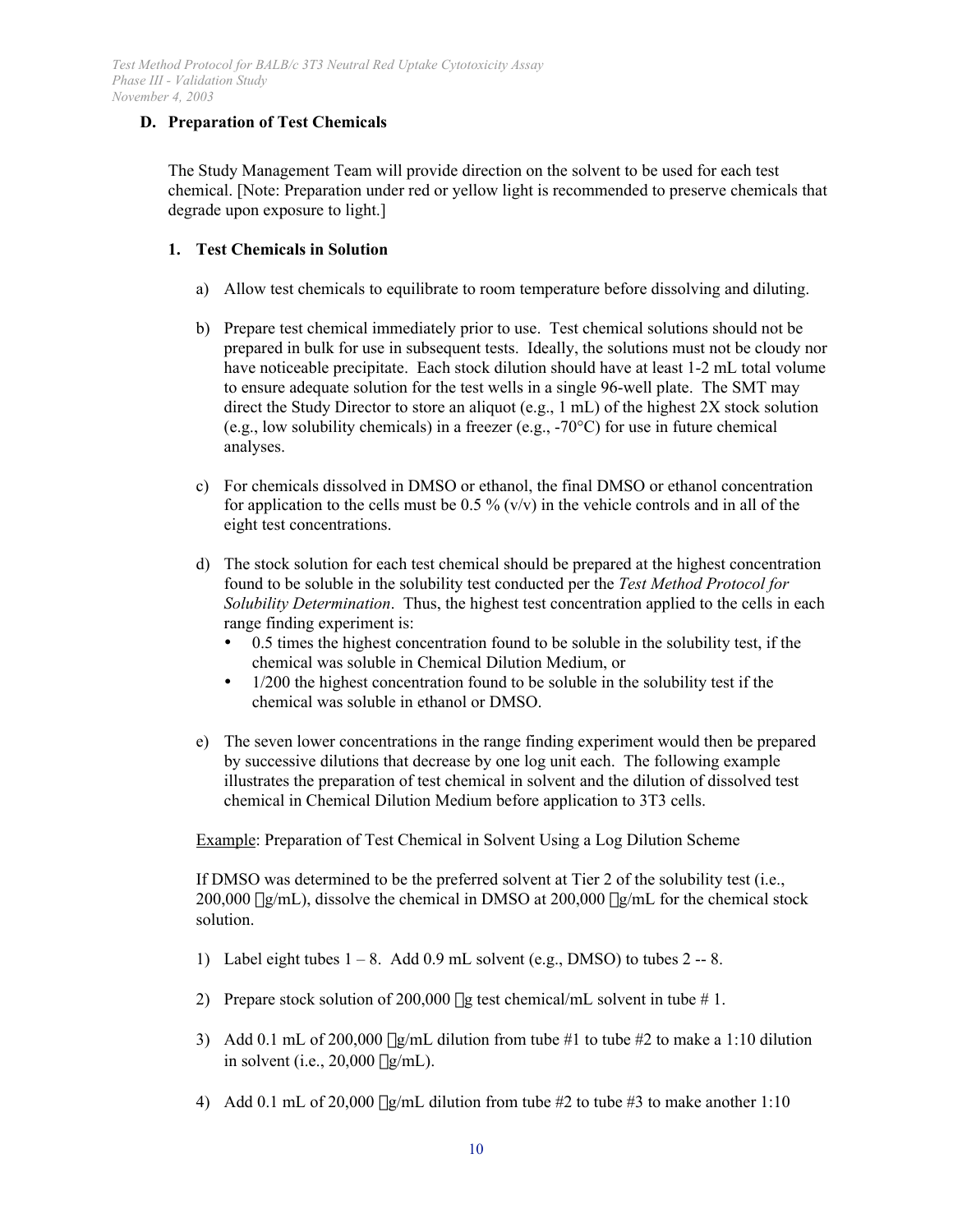### D. Preparation of Test Chemicals

The Study Management Team will provide direction on the solvent to be used for each test chemical. [Note: Preparation under red or yellow light is recommended to preserve chemicals that degrade upon exposure to light.]

#### 1. Test Chemicals in Solution

a) Allow test chemicals to equilibrate to room temperature before dissolving and diluting.

b) Prepare test chemical immediately prior to use. Test chemical solutions should not be prepared in bulk for use in subsequent tests. Ideally, the solutions must not be cloudy nor have noticeable precipitate. Each stock dilution should have at least 1-2 mL total volume to ensure adequate solution for the test wells in a single 96-well plate. The SMT may direct the Study Director to store an aliquot (e.g., 1 mL) of the highest 2X stock solution (e.g., low solubility chemicals) in a freezer (e.g., -70°C) for use in future chemical analyses.

c) For chemicals dissolved in DMSO or ethanol, the final DMSO or ethanol concentration for application to the cells must be 0.5 % (v/v) in the vehicle controls and in all of the eight test concentrations.

d) The stock solution for each test chemical should be prepared at the highest concentration found to be soluble in the solubility test conducted per the *Test Method Protocol for Solubility Determination*. Thus, the highest test concentration applied to the cells in each range finding experiment is:
   - 0.5 times the highest concentration found to be soluble in the solubility test, if the chemical was soluble in Chemical Dilution Medium, or
   - 1/200 the highest concentration found to be soluble in the solubility test if the chemical was soluble in ethanol or DMSO.

e) The seven lower concentrations in the range finding experiment would then be prepared by successive dilutions that decrease by one log unit each. The following example illustrates the preparation of test chemical in solvent and the dilution of dissolved test chemical in Chemical Dilution Medium before application to 3T3 cells.

<u>Example</u>: Preparation of Test Chemical in Solvent Using a Log Dilution Scheme

If DMSO was determined to be the preferred solvent at Tier 2 of the solubility test (i.e., 200,000 µg/mL), dissolve the chemical in DMSO at 200,000 µg/mL for the chemical stock solution.

1) Label eight tubes 1 – 8. Add 0.9 mL solvent (e.g., DMSO) to tubes 2 -- 8.

2) Prepare stock solution of 200,000 µg test chemical/mL solvent in tube # 1.

3) Add 0.1 mL of 200,000 µg/mL dilution from tube #1 to tube #2 to make a 1:10 dilution in solvent (i.e., 20,000 µg/mL).

4) Add 0.1 mL of 20,000 µg/mL dilution from tube #2 to tube #3 to make another 1:10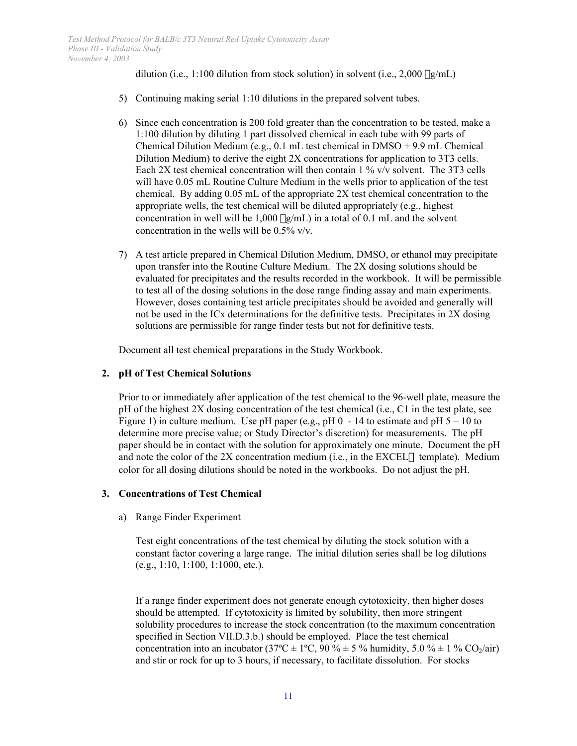dilution (i.e., 1:100 dilution from stock solution) in solvent (i.e., 2,000 μg/mL)

5) Continuing making serial 1:10 dilutions in the prepared solvent tubes.

6) Since each concentration is 200 fold greater than the concentration to be tested, make a 1:100 dilution by diluting 1 part dissolved chemical in each tube with 99 parts of Chemical Dilution Medium (e.g., 0.1 mL test chemical in DMSO + 9.9 mL Chemical Dilution Medium) to derive the eight 2X concentrations for application to 3T3 cells. Each 2X test chemical concentration will then contain 1 % v/v solvent. The 3T3 cells will have 0.05 mL Routine Culture Medium in the wells prior to application of the test chemical. By adding 0.05 mL of the appropriate 2X test chemical concentration to the appropriate wells, the test chemical will be diluted appropriately (e.g., highest concentration in well will be 1,000 μg/mL) in a total of 0.1 mL and the solvent concentration in the wells will be 0.5% v/v.

7) A test article prepared in Chemical Dilution Medium, DMSO, or ethanol may precipitate upon transfer into the Routine Culture Medium. The 2X dosing solutions should be evaluated for precipitates and the results recorded in the workbook. It will be permissible to test all of the dosing solutions in the dose range finding assay and main experiments. However, doses containing test article precipitates should be avoided and generally will not be used in the ICx determinations for the definitive tests. Precipitates in 2X dosing solutions are permissible for range finder tests but not for definitive tests.

Document all test chemical preparations in the Study Workbook.

**2. pH of Test Chemical Solutions**

Prior to or immediately after application of the test chemical to the 96-well plate, measure the pH of the highest 2X dosing concentration of the test chemical (i.e., C1 in the test plate, see Figure 1) in culture medium. Use pH paper (e.g., pH 0 - 14 to estimate and pH 5 – 10 to determine more precise value; or Study Director's discretion) for measurements. The pH paper should be in contact with the solution for approximately one minute. Document the pH and note the color of the 2X concentration medium (i.e., in the EXCEL® template). Medium color for all dosing dilutions should be noted in the workbooks. Do not adjust the pH.

**3. Concentrations of Test Chemical**

a) Range Finder Experiment

Test eight concentrations of the test chemical by diluting the stock solution with a constant factor covering a large range. The initial dilution series shall be log dilutions (e.g., 1:10, 1:100, 1:1000, etc.).

If a range finder experiment does not generate enough cytotoxicity, then higher doses should be attempted. If cytotoxicity is limited by solubility, then more stringent solubility procedures to increase the stock concentration (to the maximum concentration specified in Section VII.D.3.b.) should be employed. Place the test chemical concentration into an incubator (37ºC ± 1ºC, 90 % ± 5 % humidity, 5.0 % ± 1 % $CO_2$/air) and stir or rock for up to 3 hours, if necessary, to facilitate dissolution. For stocks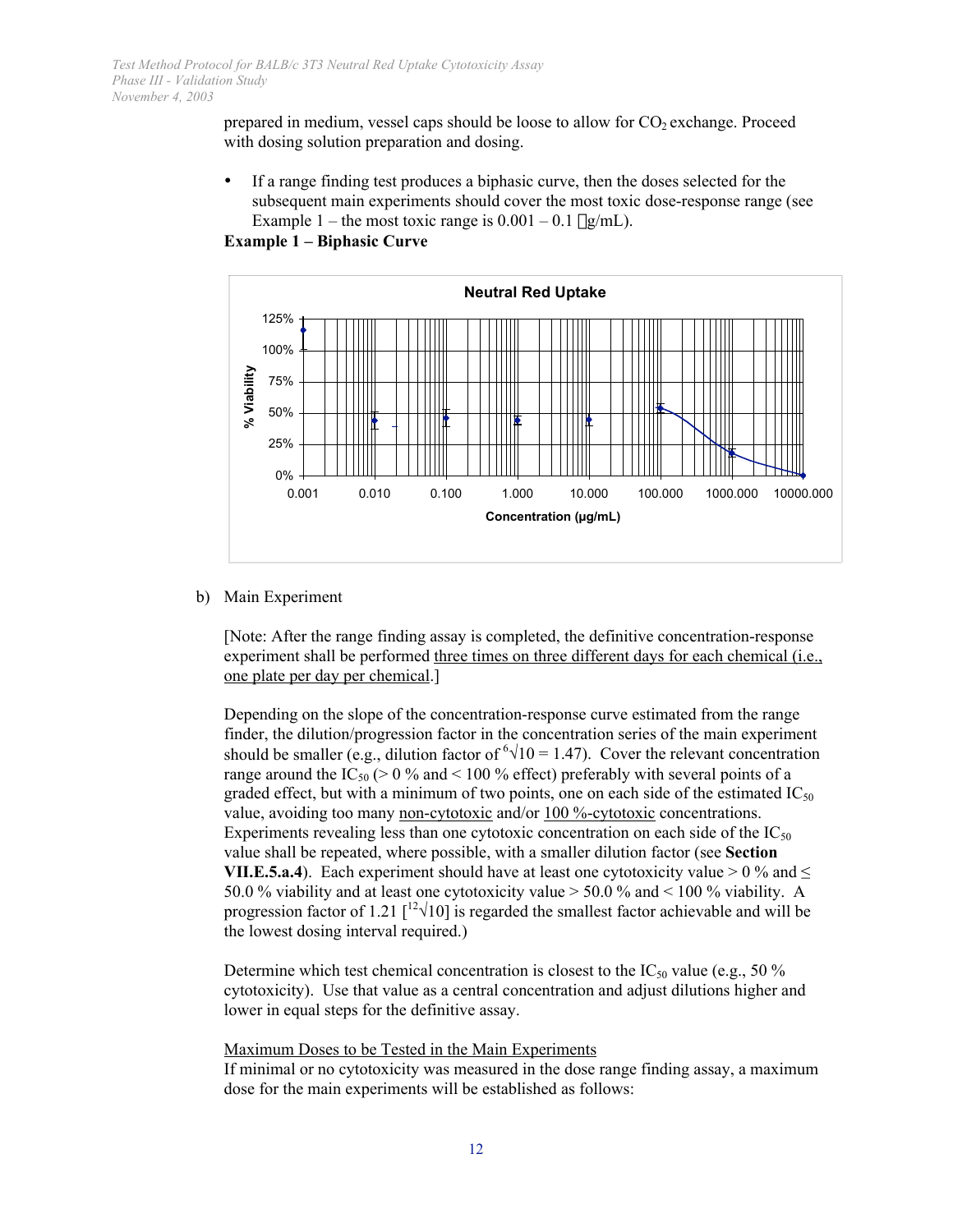prepared in medium, vessel caps should be loose to allow for $CO_2$ exchange. Proceed with dosing solution preparation and dosing.

- If a range finding test produces a biphasic curve, then the doses selected for the subsequent main experiments should cover the most toxic dose-response range (see Example 1 – the most toxic range is 0.001 – 0.1 g/mL).

**Example 1 – Biphasic Curve**

b) Main Experiment

[Note: After the range finding assay is completed, the definitive concentration-response experiment shall be performed three times on three different days for each chemical (i.e., one plate per day per chemical.]

Depending on the slope of the concentration-response curve estimated from the range finder, the dilution/progression factor in the concentration series of the main experiment should be smaller (e.g., dilution factor of $\sqrt[6]{10} = 1.47$). Cover the relevant concentration range around the $IC_{50}$ (> 0 % and < 100 % effect) preferably with several points of a graded effect, but with a minimum of two points, one on each side of the estimated $IC_{50}$ value, avoiding too many non-cytotoxic and/or 100 %-cytotoxic concentrations. Experiments revealing less than one cytotoxic concentration on each side of the $IC_{50}$ value shall be repeated, where possible, with a smaller dilution factor (see **Section VII.E.5.a.4**). Each experiment should have at least one cytotoxicity value > 0 % and ≤ 50.0 % viability and at least one cytotoxicity value > 50.0 % and < 100 % viability. A progression factor of 1.21 [$\sqrt[12]{10}$] is regarded the smallest factor achievable and will be the lowest dosing interval required.)

Determine which test chemical concentration is closest to the $IC_{50}$ value (e.g., 50 % cytotoxicity). Use that value as a central concentration and adjust dilutions higher and lower in equal steps for the definitive assay.

Maximum Doses to be Tested in the Main Experiments

If minimal or no cytotoxicity was measured in the dose range finding assay, a maximum dose for the main experiments will be established as follows: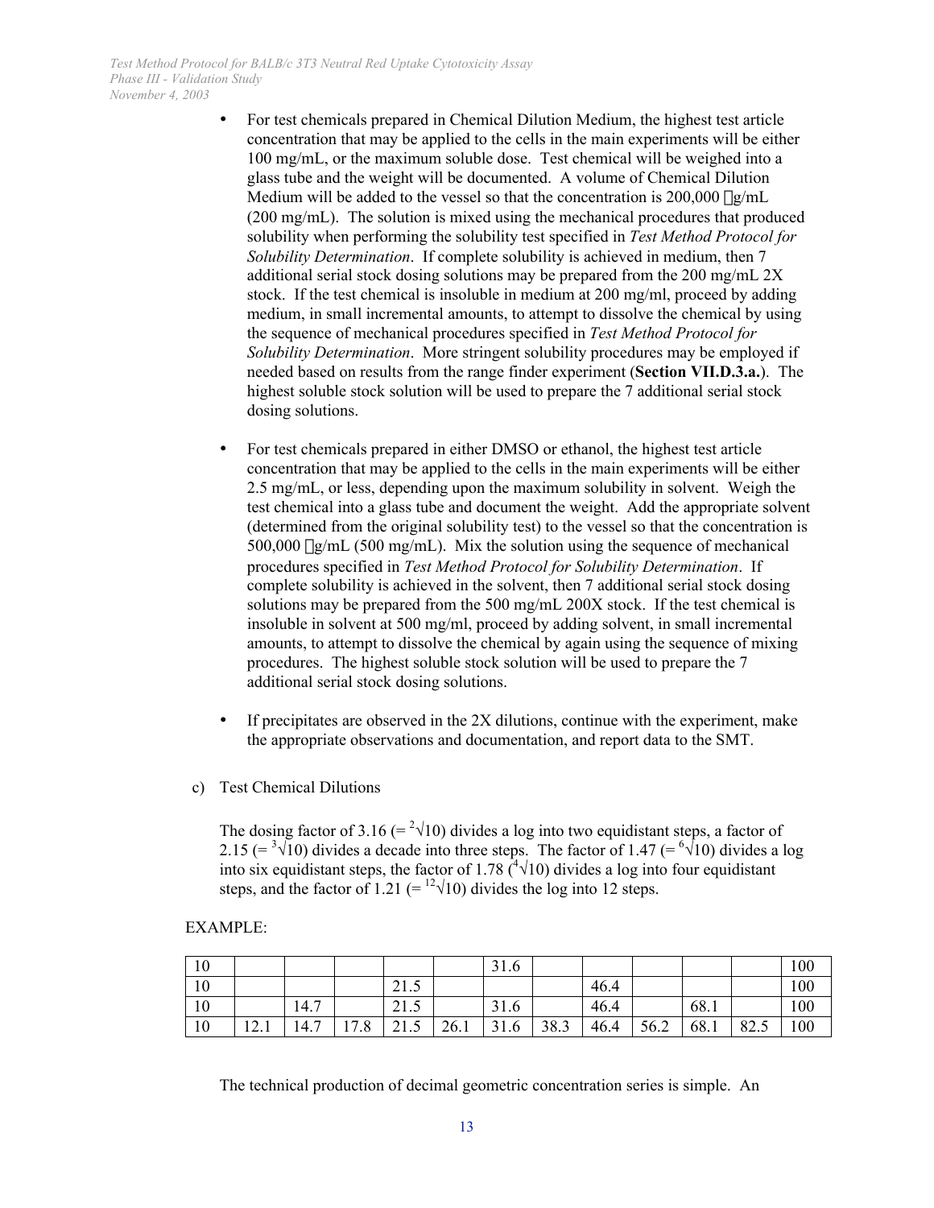- For test chemicals prepared in Chemical Dilution Medium, the highest test article concentration that may be applied to the cells in the main experiments will be either 100 mg/mL, or the maximum soluble dose. Test chemical will be weighed into a glass tube and the weight will be documented. A volume of Chemical Dilution Medium will be added to the vessel so that the concentration is 200,000 μg/mL (200 mg/mL). The solution is mixed using the mechanical procedures that produced solubility when performing the solubility test specified in *Test Method Protocol for Solubility Determination*. If complete solubility is achieved in medium, then 7 additional serial stock dosing solutions may be prepared from the 200 mg/mL 2X stock. If the test chemical is insoluble in medium at 200 mg/ml, proceed by adding medium, in small incremental amounts, to attempt to dissolve the chemical by using the sequence of mechanical procedures specified in *Test Method Protocol for Solubility Determination*. More stringent solubility procedures may be employed if needed based on results from the range finder experiment (**Section VII.D.3.a.**). The highest soluble stock solution will be used to prepare the 7 additional serial stock dosing solutions.

- For test chemicals prepared in either DMSO or ethanol, the highest test article concentration that may be applied to the cells in the main experiments will be either 2.5 mg/mL, or less, depending upon the maximum solubility in solvent. Weigh the test chemical into a glass tube and document the weight. Add the appropriate solvent (determined from the original solubility test) to the vessel so that the concentration is 500,000 μg/mL (500 mg/mL). Mix the solution using the sequence of mechanical procedures specified in *Test Method Protocol for Solubility Determination*. If complete solubility is achieved in the solvent, then 7 additional serial stock dosing solutions may be prepared from the 500 mg/mL 200X stock. If the test chemical is insoluble in solvent at 500 mg/ml, proceed by adding solvent, in small incremental amounts, to attempt to dissolve the chemical by again using the sequence of mixing procedures. The highest soluble stock solution will be used to prepare the 7 additional serial stock dosing solutions.

- If precipitates are observed in the 2X dilutions, continue with the experiment, make the appropriate observations and documentation, and report data to the SMT.

c) Test Chemical Dilutions

The dosing factor of 3.16 (= $\sqrt[2]{10}$) divides a log into two equidistant steps, a factor of 2.15 (= $\sqrt[3]{10}$) divides a decade into three steps. The factor of 1.47 (= $\sqrt[6]{10}$) divides a log into six equidistant steps, the factor of 1.78 ($\sqrt[4]{10}$) divides a log into four equidistant steps, and the factor of 1.21 (= $\sqrt[12]{10}$) divides the log into 12 steps.

EXAMPLE:

| 10 | | | | | | 31.6 | | | | | | 100 |
|---|---|---|---|---|---|---|---|---|---|---|---|---|
| 10 | | | | 21.5 | | | | 46.4 | | | | 100 |
| 10 | | 14.7 | | 21.5 | | 31.6 | | 46.4 | | 68.1 | | 100 |
| 10 | 12.1 | 14.7 | 17.8 | 21.5 | 26.1 | 31.6 | 38.3 | 46.4 | 56.2 | 68.1 | 82.5 | 100 |

The technical production of decimal geometric concentration series is simple. An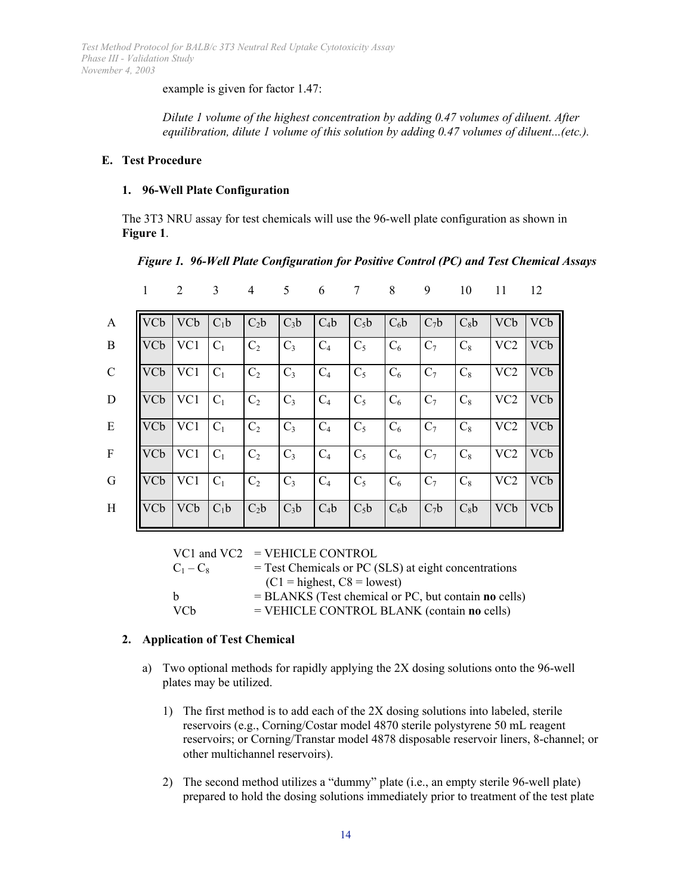example is given for factor 1.47:

*Dilute 1 volume of the highest concentration by adding 0.47 volumes of diluent. After equilibration, dilute 1 volume of this solution by adding 0.47 volumes of diluent...(etc.).*

### E. Test Procedure

#### 1. 96-Well Plate Configuration

The 3T3 NRU assay for test chemicals will use the 96-well plate configuration as shown in **Figure 1**.

***Figure 1. 96-Well Plate Configuration for Positive Control (PC) and Test Chemical Assays***

|   | 1 | 2 | 3 | 4 | 5 | 6 | 7 | 8 | 9 | 10 | 11 | 12 |
|---|---|---|---|---|---|---|---|---|---|---|---|---|
| A | VCb | VCb | $C_1$b | $C_2$b | $C_3$b | $C_4$b | $C_5$b | $C_6$b | $C_7$b | $C_8$b | VCb | VCb |
| B | VCb | VC1 | $C_1$ | $C_2$ | $C_3$ | $C_4$ | $C_5$ | $C_6$ | $C_7$ | $C_8$ | VC2 | VCb |
| C | VCb | VC1 | $C_1$ | $C_2$ | $C_3$ | $C_4$ | $C_5$ | $C_6$ | $C_7$ | $C_8$ | VC2 | VCb |
| D | VCb | VC1 | $C_1$ | $C_2$ | $C_3$ | $C_4$ | $C_5$ | $C_6$ | $C_7$ | $C_8$ | VC2 | VCb |
| E | VCb | VC1 | $C_1$ | $C_2$ | $C_3$ | $C_4$ | $C_5$ | $C_6$ | $C_7$ | $C_8$ | VC2 | VCb |
| F | VCb | VC1 | $C_1$ | $C_2$ | $C_3$ | $C_4$ | $C_5$ | $C_6$ | $C_7$ | $C_8$ | VC2 | VCb |
| G | VCb | VC1 | $C_1$ | $C_2$ | $C_3$ | $C_4$ | $C_5$ | $C_6$ | $C_7$ | $C_8$ | VC2 | VCb |
| H | VCb | VCb | $C_1$b | $C_2$b | $C_3$b | $C_4$b | $C_5$b | $C_6$b | $C_7$b | $C_8$b | VCb | VCb |

VC1 and VC2 = VEHICLE CONTROL
$C_1 – C_8$ = Test Chemicals or PC (SLS) at eight concentrations (C1 = highest, C8 = lowest)
b = BLANKS (Test chemical or PC, but contain **no** cells)
VCb = VEHICLE CONTROL BLANK (contain **no** cells)

#### 2. Application of Test Chemical

a) Two optional methods for rapidly applying the 2X dosing solutions onto the 96-well plates may be utilized.

1) The first method is to add each of the 2X dosing solutions into labeled, sterile reservoirs (e.g., Corning/Costar model 4870 sterile polystyrene 50 mL reagent reservoirs; or Corning/Transtar model 4878 disposable reservoir liners, 8-channel; or other multichannel reservoirs).

2) The second method utilizes a "dummy" plate (i.e., an empty sterile 96-well plate) prepared to hold the dosing solutions immediately prior to treatment of the test plate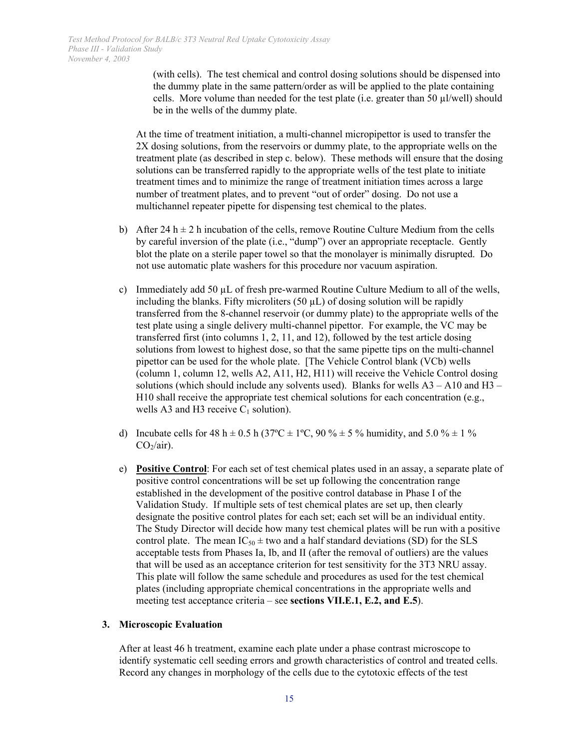(with cells). The test chemical and control dosing solutions should be dispensed into the dummy plate in the same pattern/order as will be applied to the plate containing cells. More volume than needed for the test plate (i.e. greater than 50 µl/well) should be in the wells of the dummy plate.

At the time of treatment initiation, a multi-channel micropipettor is used to transfer the 2X dosing solutions, from the reservoirs or dummy plate, to the appropriate wells on the treatment plate (as described in step c. below). These methods will ensure that the dosing solutions can be transferred rapidly to the appropriate wells of the test plate to initiate treatment times and to minimize the range of treatment initiation times across a large number of treatment plates, and to prevent "out of order" dosing. Do not use a multichannel repeater pipette for dispensing test chemical to the plates.

b) After 24 h ± 2 h incubation of the cells, remove Routine Culture Medium from the cells by careful inversion of the plate (i.e., "dump") over an appropriate receptacle. Gently blot the plate on a sterile paper towel so that the monolayer is minimally disrupted. Do not use automatic plate washers for this procedure nor vacuum aspiration.

c) Immediately add 50 µL of fresh pre-warmed Routine Culture Medium to all of the wells, including the blanks. Fifty microliters (50 µL) of dosing solution will be rapidly transferred from the 8-channel reservoir (or dummy plate) to the appropriate wells of the test plate using a single delivery multi-channel pipettor. For example, the VC may be transferred first (into columns 1, 2, 11, and 12), followed by the test article dosing solutions from lowest to highest dose, so that the same pipette tips on the multi-channel pipettor can be used for the whole plate. [The Vehicle Control blank (VCb) wells (column 1, column 12, wells A2, A11, H2, H11) will receive the Vehicle Control dosing solutions (which should include any solvents used). Blanks for wells A3 – A10 and H3 – H10 shall receive the appropriate test chemical solutions for each concentration (e.g., wells A3 and H3 receive $C_1$ solution).

d) Incubate cells for 48 h ± 0.5 h (37ºC ± 1ºC, 90 % ± 5 % humidity, and 5.0 % ± 1 % $CO_2$/air).

e) **Positive Control**: For each set of test chemical plates used in an assay, a separate plate of positive control concentrations will be set up following the concentration range established in the development of the positive control database in Phase I of the Validation Study. If multiple sets of test chemical plates are set up, then clearly designate the positive control plates for each set; each set will be an individual entity. The Study Director will decide how many test chemical plates will be run with a positive control plate. The mean $IC_{50}$ ± two and a half standard deviations (SD) for the SLS acceptable tests from Phases Ia, Ib, and II (after the removal of outliers) are the values that will be used as an acceptance criterion for test sensitivity for the 3T3 NRU assay. This plate will follow the same schedule and procedures as used for the test chemical plates (including appropriate chemical concentrations in the appropriate wells and meeting test acceptance criteria – see **sections VII.E.1, E.2, and E.5**).

### 3. Microscopic Evaluation

After at least 46 h treatment, examine each plate under a phase contrast microscope to identify systematic cell seeding errors and growth characteristics of control and treated cells. Record any changes in morphology of the cells due to the cytotoxic effects of the test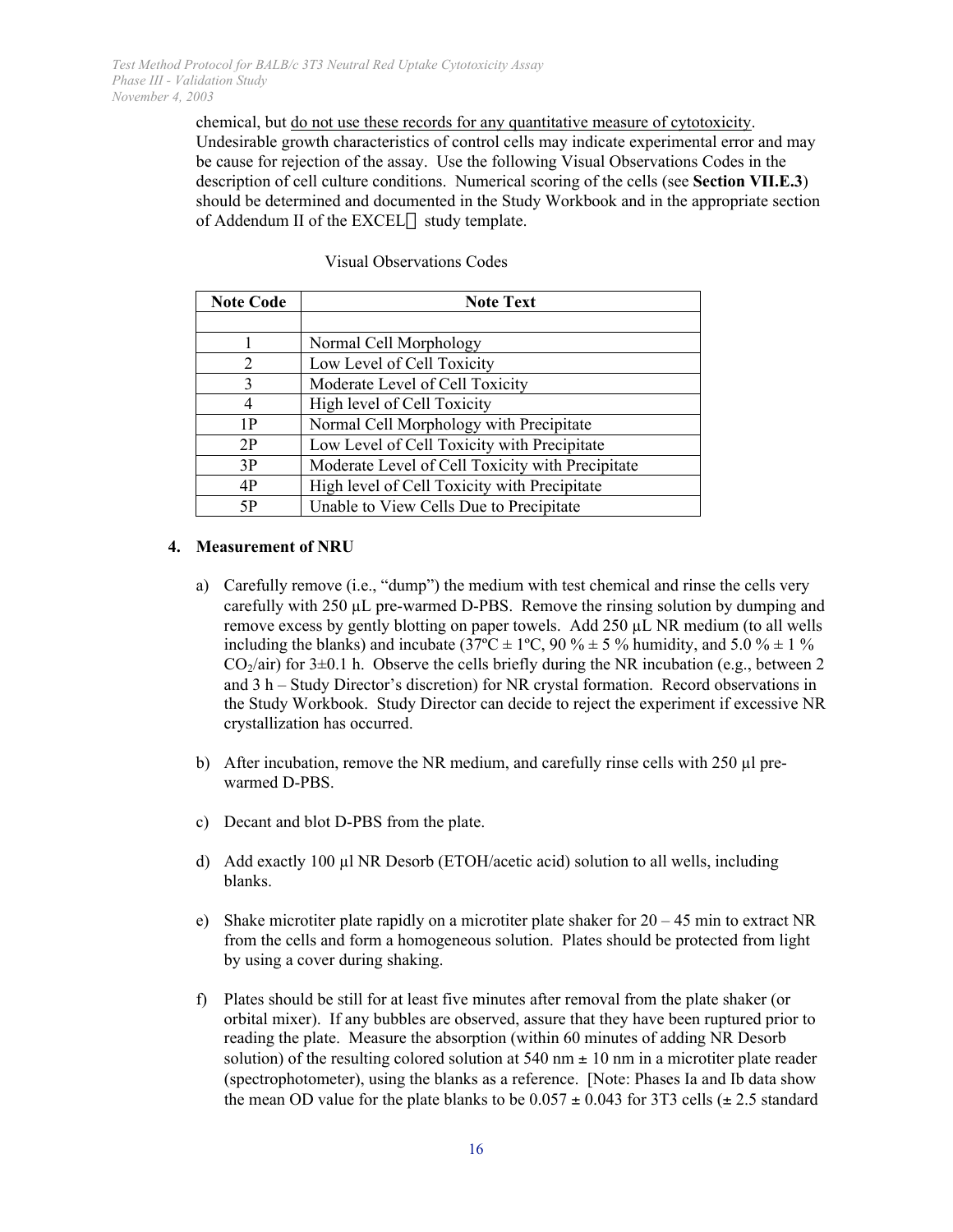chemical, but <u>do not use these records for any quantitative measure of cytotoxicity</u>. Undesirable growth characteristics of control cells may indicate experimental error and may be cause for rejection of the assay. Use the following Visual Observations Codes in the description of cell culture conditions. Numerical scoring of the cells (see **Section VII.E.3**) should be determined and documented in the Study Workbook and in the appropriate section of Addendum II of the EXCEL study template.

Visual Observations Codes

| Note Code | Note Text |
|---|---|
| | |
| 1 | Normal Cell Morphology |
| 2 | Low Level of Cell Toxicity |
| 3 | Moderate Level of Cell Toxicity |
| 4 | High level of Cell Toxicity |
| 1P | Normal Cell Morphology with Precipitate |
| 2P | Low Level of Cell Toxicity with Precipitate |
| 3P | Moderate Level of Cell Toxicity with Precipitate |
| 4P | High level of Cell Toxicity with Precipitate |
| 5P | Unable to View Cells Due to Precipitate |

**4. Measurement of NRU**

a) Carefully remove (i.e., "dump") the medium with test chemical and rinse the cells very carefully with 250 µL pre-warmed D-PBS. Remove the rinsing solution by dumping and remove excess by gently blotting on paper towels. Add 250 µL NR medium (to all wells including the blanks) and incubate (37ºC ± 1ºC, 90 % ± 5 % humidity, and 5.0 % ± 1 % $CO_2$/air) for 3±0.1 h. Observe the cells briefly during the NR incubation (e.g., between 2 and 3 h – Study Director's discretion) for NR crystal formation. Record observations in the Study Workbook. Study Director can decide to reject the experiment if excessive NR crystallization has occurred.

b) After incubation, remove the NR medium, and carefully rinse cells with 250 µl pre-warmed D-PBS.

c) Decant and blot D-PBS from the plate.

d) Add exactly 100 µl NR Desorb (ETOH/acetic acid) solution to all wells, including blanks.

e) Shake microtiter plate rapidly on a microtiter plate shaker for 20 – 45 min to extract NR from the cells and form a homogeneous solution. Plates should be protected from light by using a cover during shaking.

f) Plates should be still for at least five minutes after removal from the plate shaker (or orbital mixer). If any bubbles are observed, assure that they have been ruptured prior to reading the plate. Measure the absorption (within 60 minutes of adding NR Desorb solution) of the resulting colored solution at 540 nm ± 10 nm in a microtiter plate reader (spectrophotometer), using the blanks as a reference. [Note: Phases Ia and Ib data show the mean OD value for the plate blanks to be 0.057 ± 0.043 for 3T3 cells (± 2.5 standard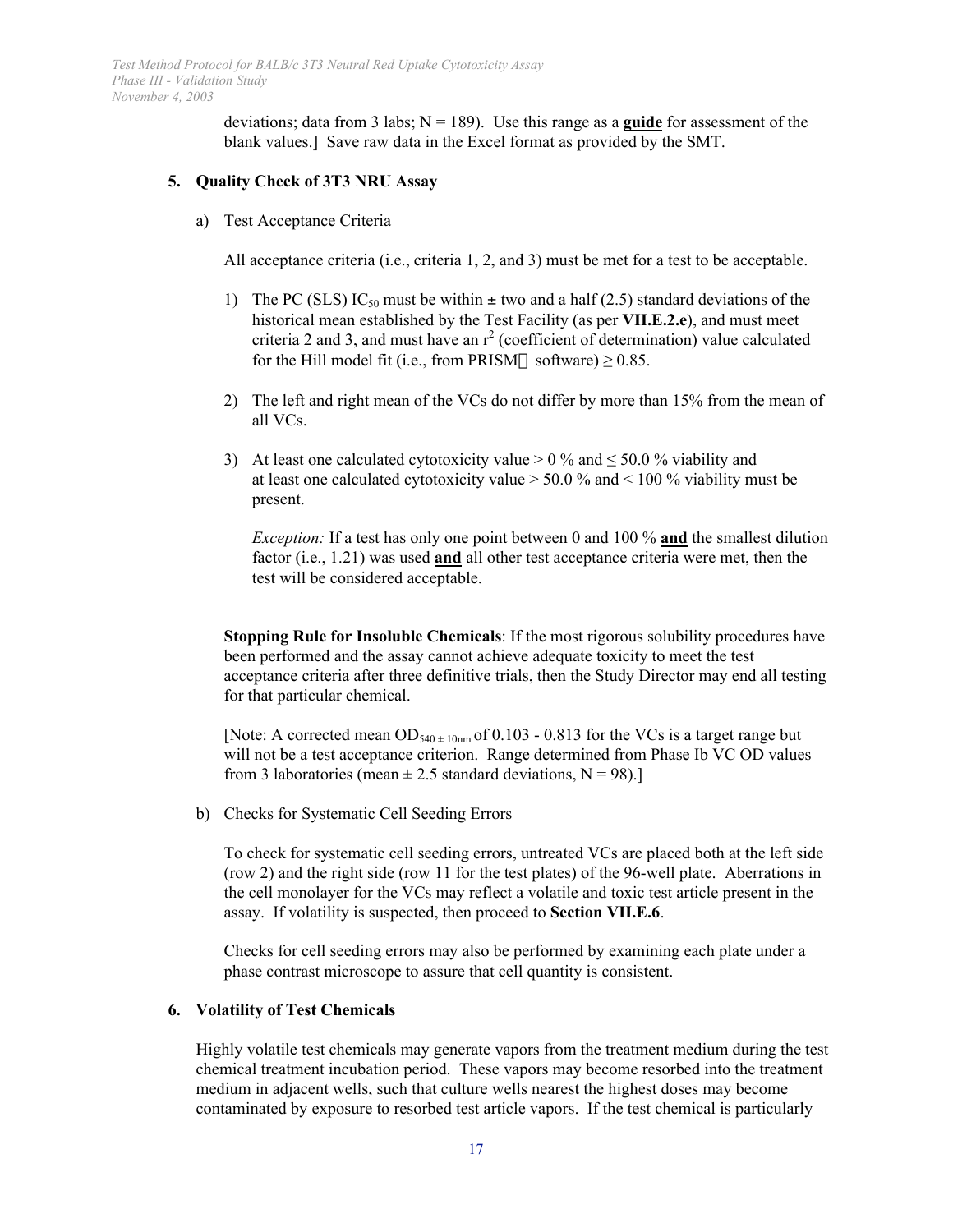deviations; data from 3 labs; N = 189). Use this range as a **guide** for assessment of the blank values.] Save raw data in the Excel format as provided by the SMT.

### 5. Quality Check of 3T3 NRU Assay

a) Test Acceptance Criteria

All acceptance criteria (i.e., criteria 1, 2, and 3) must be met for a test to be acceptable.

1) The PC (SLS) $IC_{50}$ must be within ± two and a half (2.5) standard deviations of the historical mean established by the Test Facility (as per **VII.E.2.e**), and must meet criteria 2 and 3, and must have an $r^2$ (coefficient of determination) value calculated for the Hill model fit (i.e., from PRISM software) ≥ 0.85.

2) The left and right mean of the VCs do not differ by more than 15% from the mean of all VCs.

3) At least one calculated cytotoxicity value > 0 % and ≤ 50.0 % viability and at least one calculated cytotoxicity value > 50.0 % and < 100 % viability must be present.

   *Exception:* If a test has only one point between 0 and 100 % **and** the smallest dilution factor (i.e., 1.21) was used **and** all other test acceptance criteria were met, then the test will be considered acceptable.

**Stopping Rule for Insoluble Chemicals**: If the most rigorous solubility procedures have been performed and the assay cannot achieve adequate toxicity to meet the test acceptance criteria after three definitive trials, then the Study Director may end all testing for that particular chemical.

[Note: A corrected mean $OD_{540 \pm 10nm}$ of 0.103 - 0.813 for the VCs is a target range but will not be a test acceptance criterion. Range determined from Phase Ib VC OD values from 3 laboratories (mean ± 2.5 standard deviations, N = 98).]

b) Checks for Systematic Cell Seeding Errors

To check for systematic cell seeding errors, untreated VCs are placed both at the left side (row 2) and the right side (row 11 for the test plates) of the 96-well plate. Aberrations in the cell monolayer for the VCs may reflect a volatile and toxic test article present in the assay. If volatility is suspected, then proceed to **Section VII.E.6**.

Checks for cell seeding errors may also be performed by examining each plate under a phase contrast microscope to assure that cell quantity is consistent.

### 6. Volatility of Test Chemicals

Highly volatile test chemicals may generate vapors from the treatment medium during the test chemical treatment incubation period. These vapors may become resorbed into the treatment medium in adjacent wells, such that culture wells nearest the highest doses may become contaminated by exposure to resorbed test article vapors. If the test chemical is particularly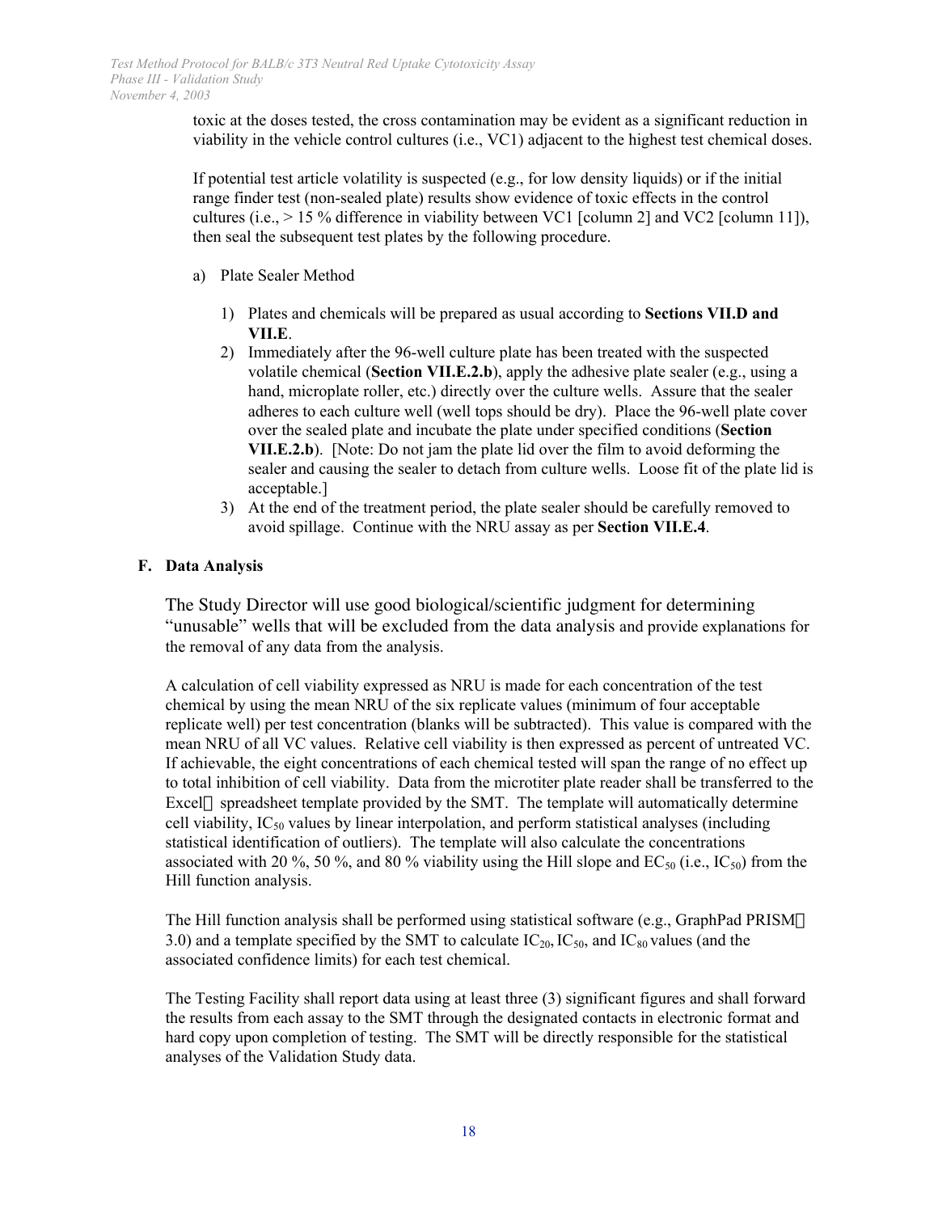toxic at the doses tested, the cross contamination may be evident as a significant reduction in viability in the vehicle control cultures (i.e., VC1) adjacent to the highest test chemical doses.

If potential test article volatility is suspected (e.g., for low density liquids) or if the initial range finder test (non-sealed plate) results show evidence of toxic effects in the control cultures (i.e., > 15 % difference in viability between VC1 [column 2] and VC2 [column 11]), then seal the subsequent test plates by the following procedure.

a) Plate Sealer Method

1) Plates and chemicals will be prepared as usual according to **Sections VII.D and VII.E**.
2) Immediately after the 96-well culture plate has been treated with the suspected volatile chemical (**Section VII.E.2.b**), apply the adhesive plate sealer (e.g., using a hand, microplate roller, etc.) directly over the culture wells. Assure that the sealer adheres to each culture well (well tops should be dry). Place the 96-well plate cover over the sealed plate and incubate the plate under specified conditions (**Section VII.E.2.b**). [Note: Do not jam the plate lid over the film to avoid deforming the sealer and causing the sealer to detach from culture wells. Loose fit of the plate lid is acceptable.]
3) At the end of the treatment period, the plate sealer should be carefully removed to avoid spillage. Continue with the NRU assay as per **Section VII.E.4**.

### F. Data Analysis

The Study Director will use good biological/scientific judgment for determining "unusable" wells that will be excluded from the data analysis and provide explanations for the removal of any data from the analysis.

A calculation of cell viability expressed as NRU is made for each concentration of the test chemical by using the mean NRU of the six replicate values (minimum of four acceptable replicate well) per test concentration (blanks will be subtracted). This value is compared with the mean NRU of all VC values. Relative cell viability is then expressed as percent of untreated VC. If achievable, the eight concentrations of each chemical tested will span the range of no effect up to total inhibition of cell viability. Data from the microtiter plate reader shall be transferred to the Excel® spreadsheet template provided by the SMT. The template will automatically determine cell viability, $IC_{50}$ values by linear interpolation, and perform statistical analyses (including statistical identification of outliers). The template will also calculate the concentrations associated with 20 %, 50 %, and 80 % viability using the Hill slope and $EC_{50}$ (i.e., $IC_{50}$) from the Hill function analysis.

The Hill function analysis shall be performed using statistical software (e.g., GraphPad PRISM® 3.0) and a template specified by the SMT to calculate $IC_{20}$, $IC_{50}$, and $IC_{80}$ values (and the associated confidence limits) for each test chemical.

The Testing Facility shall report data using at least three (3) significant figures and shall forward the results from each assay to the SMT through the designated contacts in electronic format and hard copy upon completion of testing. The SMT will be directly responsible for the statistical analyses of the Validation Study data.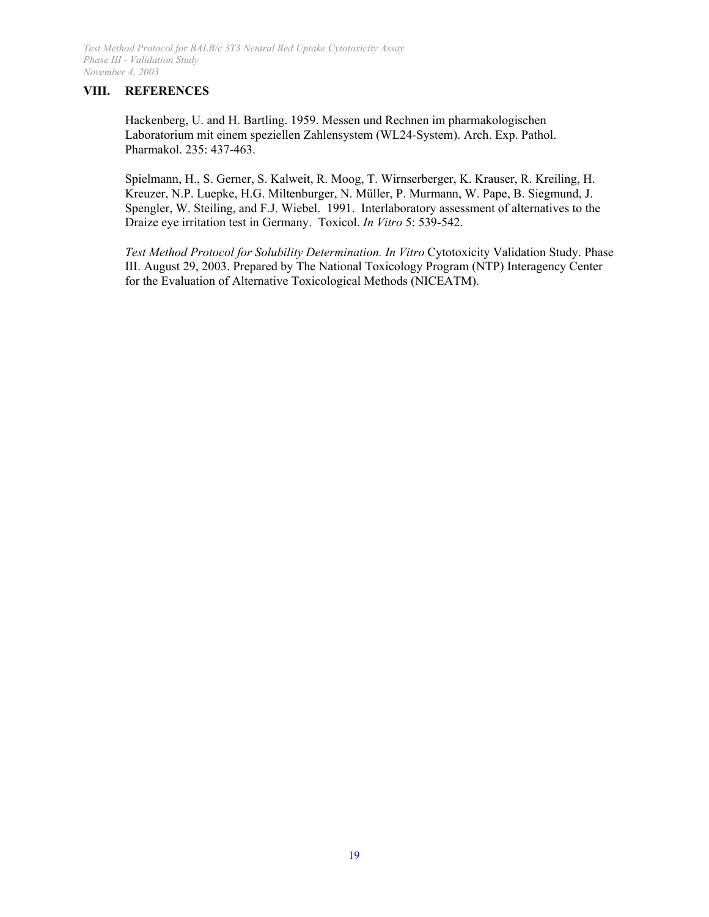## VIII. REFERENCES

Hackenberg, U. and H. Bartling. 1959. Messen und Rechnen im pharmakologischen Laboratorium mit einem speziellen Zahlensystem (WL24-System). Arch. Exp. Pathol. Pharmakol. 235: 437-463.

Spielmann, H., S. Gerner, S. Kalweit, R. Moog, T. Wirnserberger, K. Krauser, R. Kreiling, H. Kreuzer, N.P. Luepke, H.G. Miltenburger, N. Müller, P. Murmann, W. Pape, B. Siegmund, J. Spengler, W. Steiling, and F.J. Wiebel. 1991. Interlaboratory assessment of alternatives to the Draize eye irritation test in Germany. Toxicol. *In Vitro* 5: 539-542.

*Test Method Protocol for Solubility Determination. In Vitro* Cytotoxicity Validation Study. Phase III. August 29, 2003. Prepared by The National Toxicology Program (NTP) Interagency Center for the Evaluation of Alternative Toxicological Methods (NICEATM).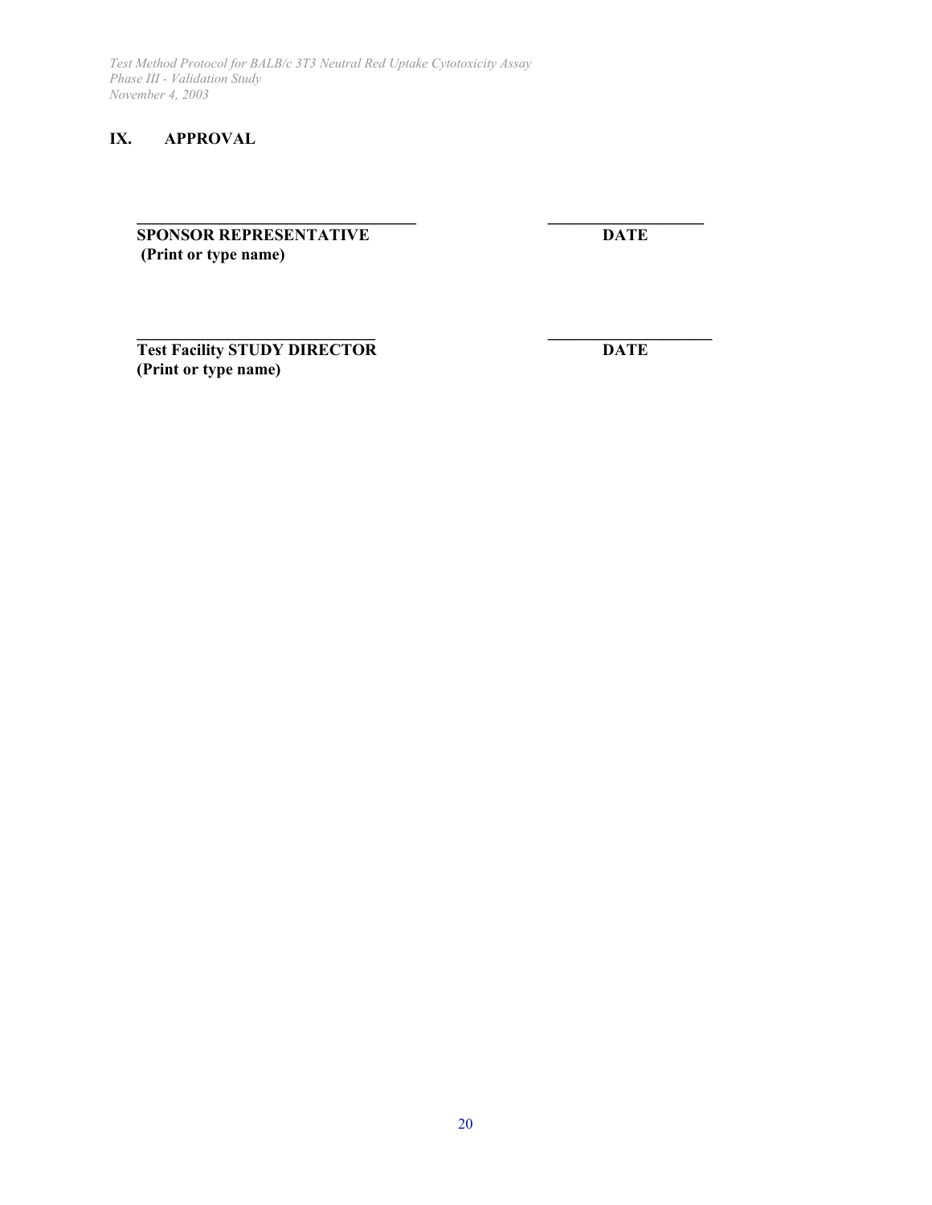## IX. APPROVAL

\_\_\_\_\_\_\_\_\_\_\_\_\_\_\_\_\_\_\_\_\_\_\_\_\_\_\_\_\_\_\_\_\_\_ \_\_\_\_\_\_\_\_\_\_\_\_\_\_\_\_\_\_\_

**SPONSOR REPRESENTATIVE** **DATE**
**(Print or type name)**

\_\_\_\_\_\_\_\_\_\_\_\_\_\_\_\_\_\_\_\_\_\_\_\_\_\_\_\_\_ \_\_\_\_\_\_\_\_\_\_\_\_\_\_\_\_\_\_\_\_

**Test Facility STUDY DIRECTOR** **DATE**
**(Print or type name)**